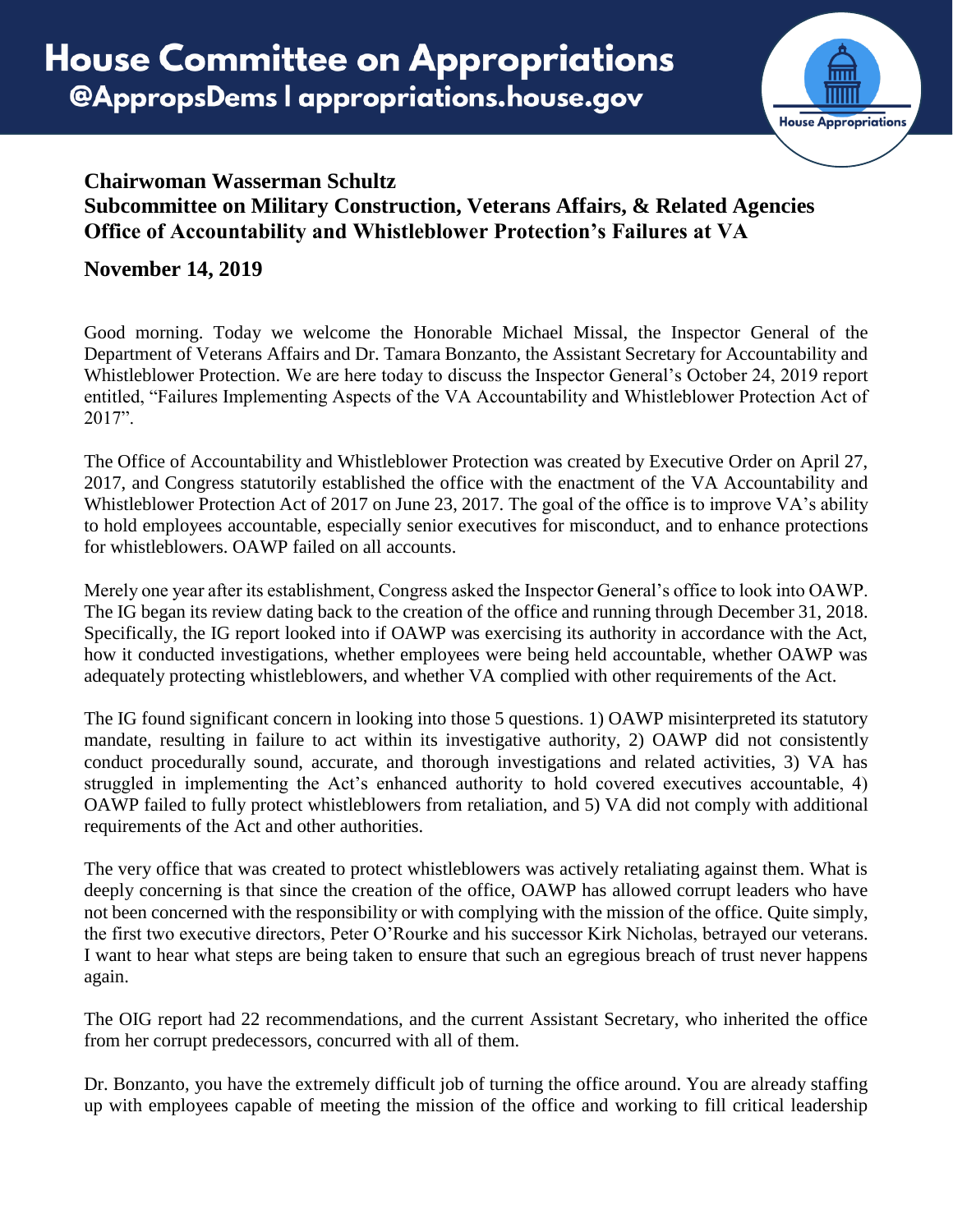# House Committee on Appropriations

## @AppropsDems | appropriations.house.gov

House Appropriations

**Chairwoman Wasserman Schultz**
**Subcommittee on Military Construction, Veterans Affairs, & Related Agencies**
**Office of Accountability and Whistleblower Protection's Failures at VA**

**November 14, 2019**

Good morning. Today we welcome the Honorable Michael Missal, the Inspector General of the Department of Veterans Affairs and Dr. Tamara Bonzanto, the Assistant Secretary for Accountability and Whistleblower Protection. We are here today to discuss the Inspector General's October 24, 2019 report entitled, "Failures Implementing Aspects of the VA Accountability and Whistleblower Protection Act of 2017".

The Office of Accountability and Whistleblower Protection was created by Executive Order on April 27, 2017, and Congress statutorily established the office with the enactment of the VA Accountability and Whistleblower Protection Act of 2017 on June 23, 2017. The goal of the office is to improve VA's ability to hold employees accountable, especially senior executives for misconduct, and to enhance protections for whistleblowers. OAWP failed on all accounts.

Merely one year after its establishment, Congress asked the Inspector General's office to look into OAWP. The IG began its review dating back to the creation of the office and running through December 31, 2018. Specifically, the IG report looked into if OAWP was exercising its authority in accordance with the Act, how it conducted investigations, whether employees were being held accountable, whether OAWP was adequately protecting whistleblowers, and whether VA complied with other requirements of the Act.

The IG found significant concern in looking into those 5 questions. 1) OAWP misinterpreted its statutory mandate, resulting in failure to act within its investigative authority, 2) OAWP did not consistently conduct procedurally sound, accurate, and thorough investigations and related activities, 3) VA has struggled in implementing the Act's enhanced authority to hold covered executives accountable, 4) OAWP failed to fully protect whistleblowers from retaliation, and 5) VA did not comply with additional requirements of the Act and other authorities.

The very office that was created to protect whistleblowers was actively retaliating against them. What is deeply concerning is that since the creation of the office, OAWP has allowed corrupt leaders who have not been concerned with the responsibility or with complying with the mission of the office. Quite simply, the first two executive directors, Peter O'Rourke and his successor Kirk Nicholas, betrayed our veterans. I want to hear what steps are being taken to ensure that such an egregious breach of trust never happens again.

The OIG report had 22 recommendations, and the current Assistant Secretary, who inherited the office from her corrupt predecessors, concurred with all of them.

Dr. Bonzanto, you have the extremely difficult job of turning the office around. You are already staffing up with employees capable of meeting the mission of the office and working to fill critical leadership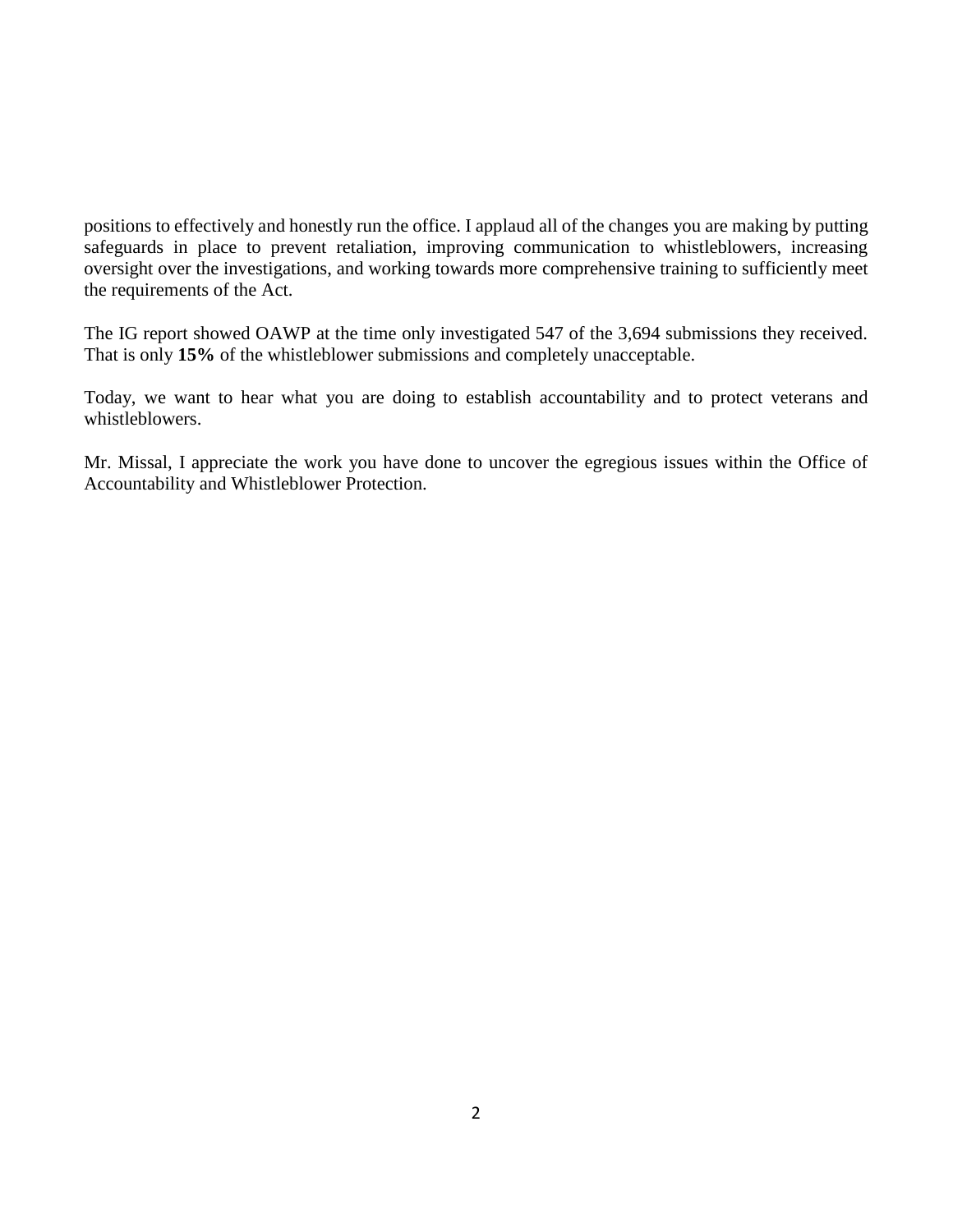positions to effectively and honestly run the office. I applaud all of the changes you are making by putting safeguards in place to prevent retaliation, improving communication to whistleblowers, increasing oversight over the investigations, and working towards more comprehensive training to sufficiently meet the requirements of the Act.

The IG report showed OAWP at the time only investigated 547 of the 3,694 submissions they received. That is only **15%** of the whistleblower submissions and completely unacceptable.

Today, we want to hear what you are doing to establish accountability and to protect veterans and whistleblowers.

Mr. Missal, I appreciate the work you have done to uncover the egregious issues within the Office of Accountability and Whistleblower Protection.